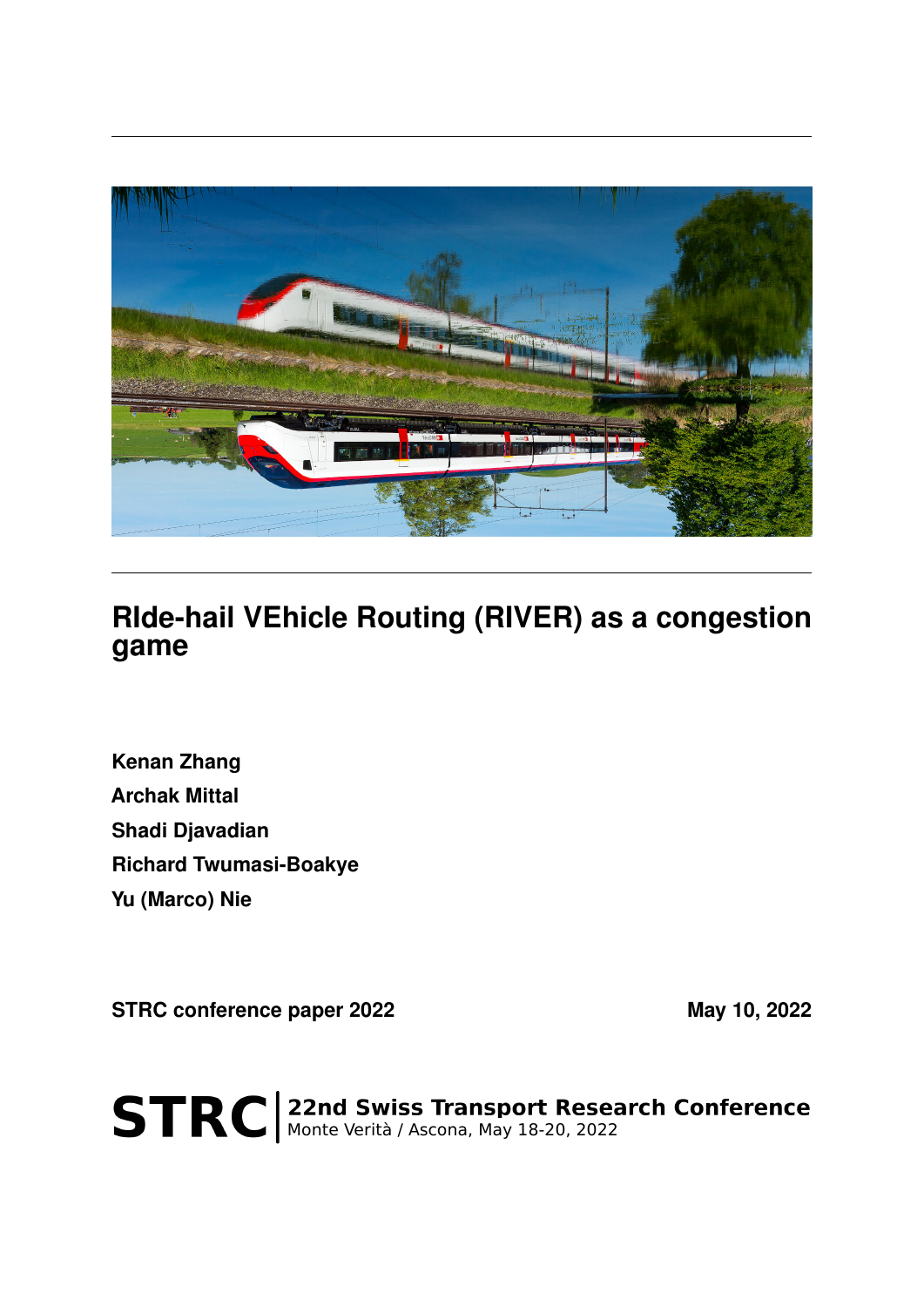# RIde-hail VEhicle Routing (RIVER) as a congestion game

**Kenan Zhang**

**Archak Mittal**

**Shadi Djavadian**

**Richard Twumasi-Boakye**

**Yu (Marco) Nie**

**STRC conference paper 2022** **May 10, 2022**

**STRC** | **22nd Swiss Transport Research Conference**
Monte Verità / Ascona, May 18-20, 2022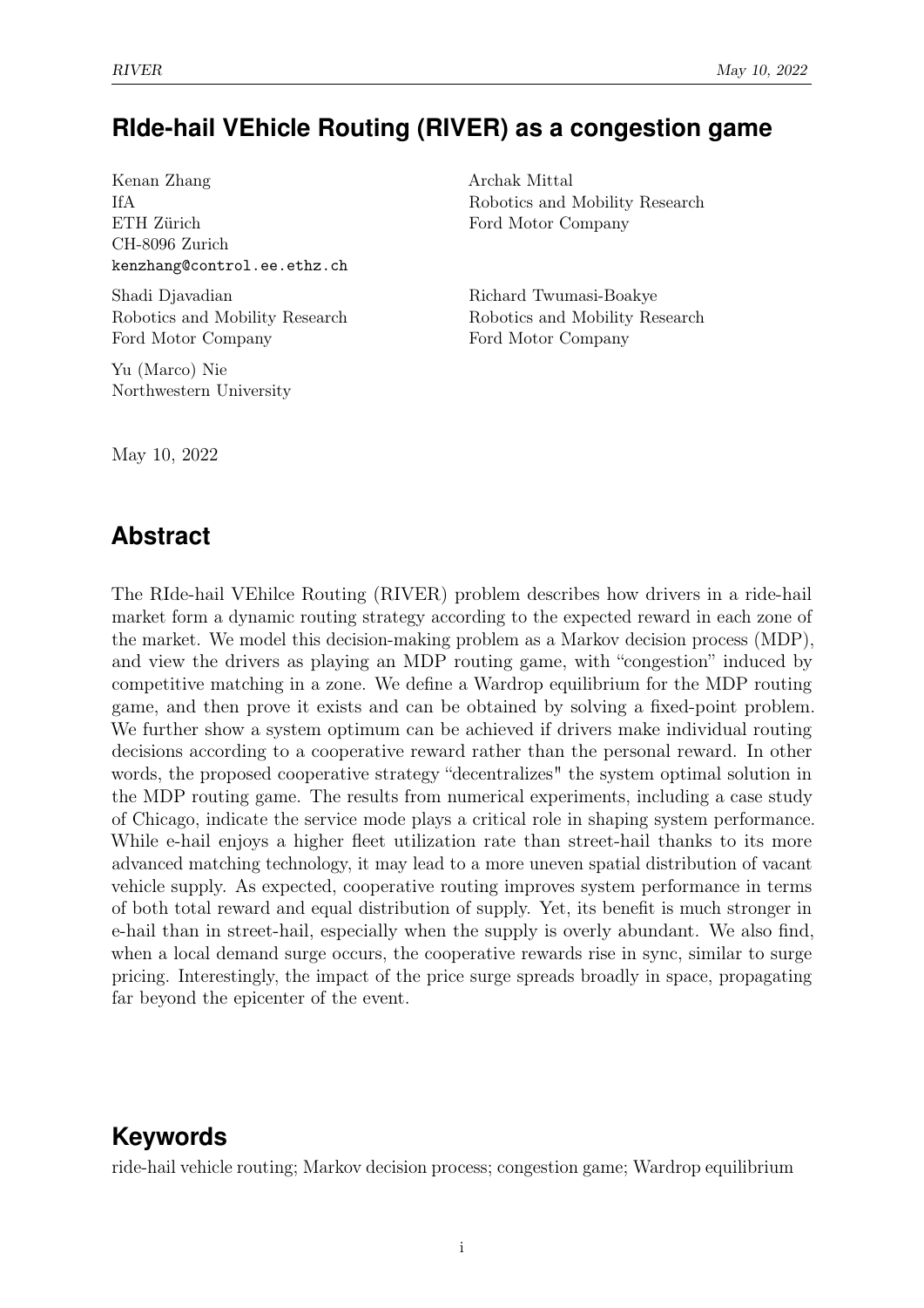# RIde-hail VEhicle Routing (RIVER) as a congestion game

Kenan Zhang
IfA
ETH Zürich
CH-8096 Zurich
kenzhang@control.ee.ethz.ch

Archak Mittal
Robotics and Mobility Research
Ford Motor Company

Shadi Djavadian
Robotics and Mobility Research
Ford Motor Company

Richard Twumasi-Boakye
Robotics and Mobility Research
Ford Motor Company

Yu (Marco) Nie
Northwestern University

May 10, 2022

## Abstract

The RIde-hail VEhilce Routing (RIVER) problem describes how drivers in a ride-hail market form a dynamic routing strategy according to the expected reward in each zone of the market. We model this decision-making problem as a Markov decision process (MDP), and view the drivers as playing an MDP routing game, with "congestion" induced by competitive matching in a zone. We define a Wardrop equilibrium for the MDP routing game, and then prove it exists and can be obtained by solving a fixed-point problem. We further show a system optimum can be achieved if drivers make individual routing decisions according to a cooperative reward rather than the personal reward. In other words, the proposed cooperative strategy "decentralizes" the system optimal solution in the MDP routing game. The results from numerical experiments, including a case study of Chicago, indicate the service mode plays a critical role in shaping system performance. While e-hail enjoys a higher fleet utilization rate than street-hail thanks to its more advanced matching technology, it may lead to a more uneven spatial distribution of vacant vehicle supply. As expected, cooperative routing improves system performance in terms of both total reward and equal distribution of supply. Yet, its benefit is much stronger in e-hail than in street-hail, especially when the supply is overly abundant. We also find, when a local demand surge occurs, the cooperative rewards rise in sync, similar to surge pricing. Interestingly, the impact of the price surge spreads broadly in space, propagating far beyond the epicenter of the event.

## Keywords

ride-hail vehicle routing; Markov decision process; congestion game; Wardrop equilibrium